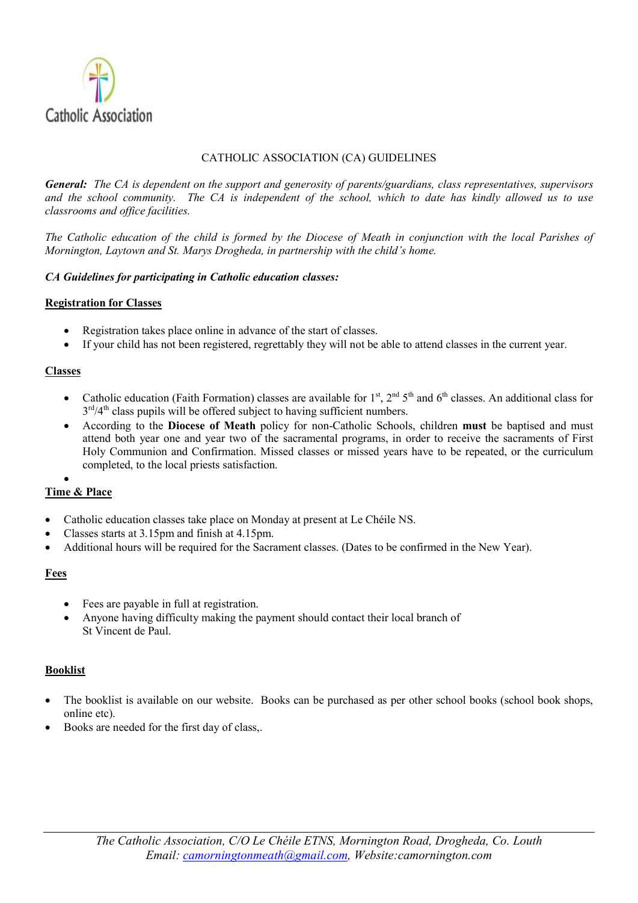Catholic Association

# CATHOLIC ASSOCIATION (CA) GUIDELINES

***General:*** *The CA is dependent on the support and generosity of parents/guardians, class representatives, supervisors and the school community. The CA is independent of the school, which to date has kindly allowed us to use classrooms and office facilities.*

*The Catholic education of the child is formed by the Diocese of Meath in conjunction with the local Parishes of Mornington, Laytown and St. Marys Drogheda, in partnership with the child's home.*

***CA Guidelines for participating in Catholic education classes:***

## Registration for Classes

- Registration takes place online in advance of the start of classes.
- If your child has not been registered, regrettably they will not be able to attend classes in the current year.

## Classes

- Catholic education (Faith Formation) classes are available for 1st, 2nd 5th and 6th classes. An additional class for 3rd/4th class pupils will be offered subject to having sufficient numbers.
- According to the **Diocese of Meath** policy for non-Catholic Schools, children **must** be baptised and must attend both year one and year two of the sacramental programs, in order to receive the sacraments of First Holy Communion and Confirmation. Missed classes or missed years have to be repeated, or the curriculum completed, to the local priests satisfaction.

## Time & Place

- Catholic education classes take place on Monday at present at Le Chéile NS.
- Classes starts at 3.15pm and finish at 4.15pm.
- Additional hours will be required for the Sacrament classes. (Dates to be confirmed in the New Year).

## Fees

- Fees are payable in full at registration.
- Anyone having difficulty making the payment should contact their local branch of St Vincent de Paul.

## Booklist

- The booklist is available on our website. Books can be purchased as per other school books (school book shops, online etc).
- Books are needed for the first day of class,.

*The Catholic Association, C/O Le Chéile ETNS, Mornington Road, Drogheda, Co. Louth*
*Email: camorningtonmeath@gmail.com, Website:camornington.com*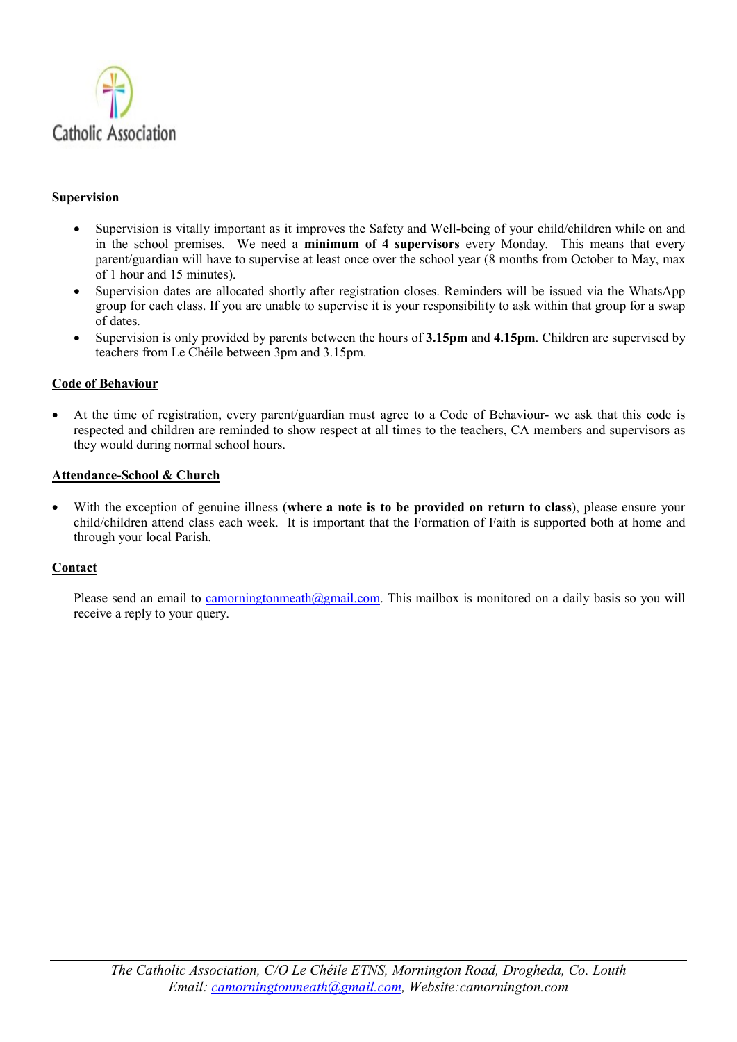Catholic Association

## Supervision

- Supervision is vitally important as it improves the Safety and Well-being of your child/children while on and in the school premises. We need a **minimum of 4 supervisors** every Monday. This means that every parent/guardian will have to supervise at least once over the school year (8 months from October to May, max of 1 hour and 15 minutes).
- Supervision dates are allocated shortly after registration closes. Reminders will be issued via the WhatsApp group for each class. If you are unable to supervise it is your responsibility to ask within that group for a swap of dates.
- Supervision is only provided by parents between the hours of **3.15pm** and **4.15pm**. Children are supervised by teachers from Le Chéile between 3pm and 3.15pm.

## Code of Behaviour

- At the time of registration, every parent/guardian must agree to a Code of Behaviour- we ask that this code is respected and children are reminded to show respect at all times to the teachers, CA members and supervisors as they would during normal school hours.

## Attendance-School & Church

- With the exception of genuine illness (**where a note is to be provided on return to class**), please ensure your child/children attend class each week. It is important that the Formation of Faith is supported both at home and through your local Parish.

## Contact

Please send an email to camorningtonmeath@gmail.com. This mailbox is monitored on a daily basis so you will receive a reply to your query.

*The Catholic Association, C/O Le Chéile ETNS, Mornington Road, Drogheda, Co. Louth*
*Email: camorningtonmeath@gmail.com, Website:camornington.com*